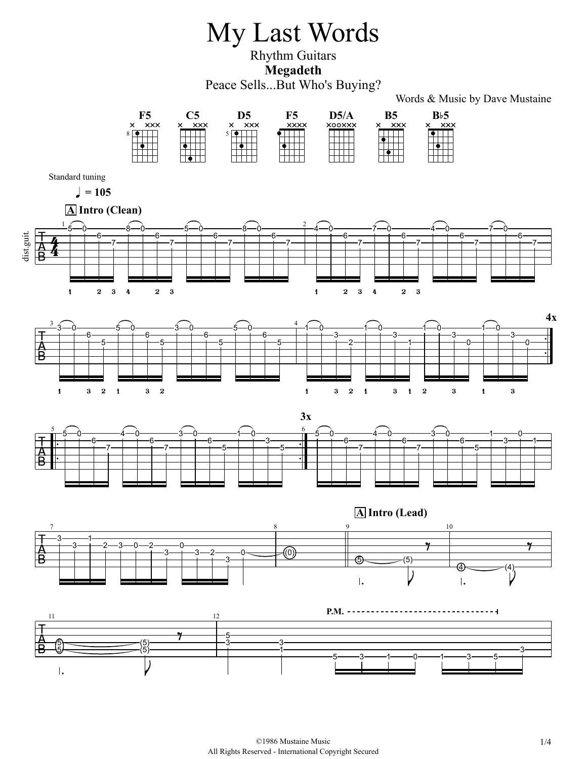# My Last Words

Rhythm Guitars

**Megadeth**

Peace Sells...But Who's Buying?

Words & Music by Dave Mustaine

F5 C5 D5 F5 D5/A B5 B♭5

Standard tuning

♩ = 105

**A** Intro (Clean)

4x

3x

**A** Intro (Lead)

P.M.

©1986 Mustaine Music
All Rights Reserved - International Copyright Secured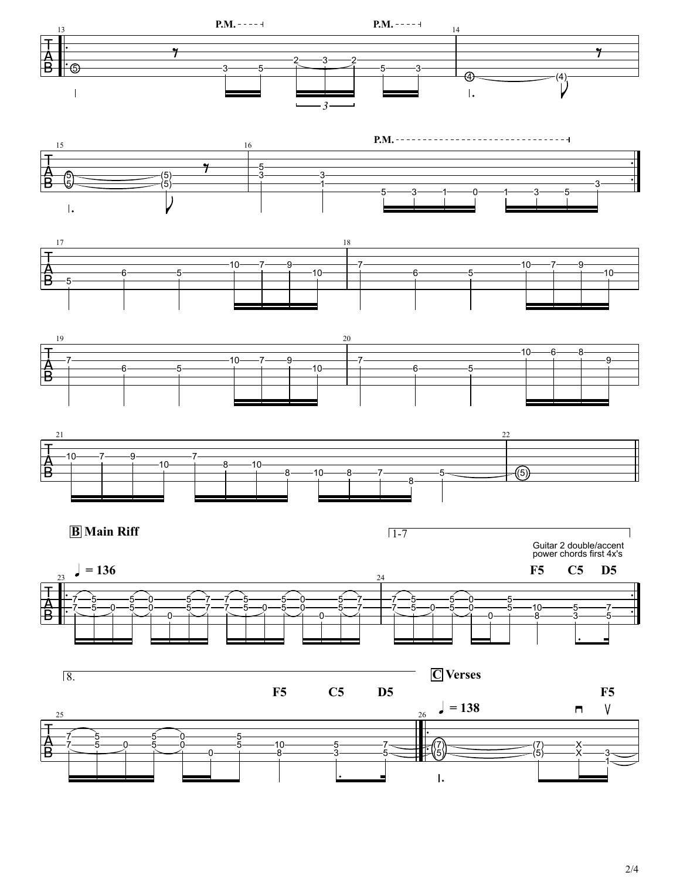**B** Main Riff

1-7.

Guitar 2 double/accent power chords first 4x's

♩ = 136

F5 C5 D5

8.

F5 C5 D5

**C** Verses

♩ = 138

F5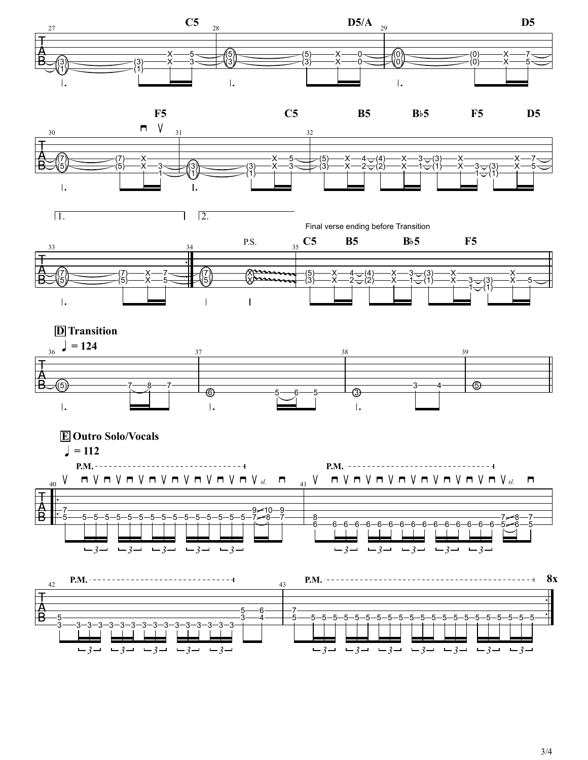**D** Transition

♩ = 124

Final verse ending before Transition

**E** Outro Solo/Vocals

♩ = 112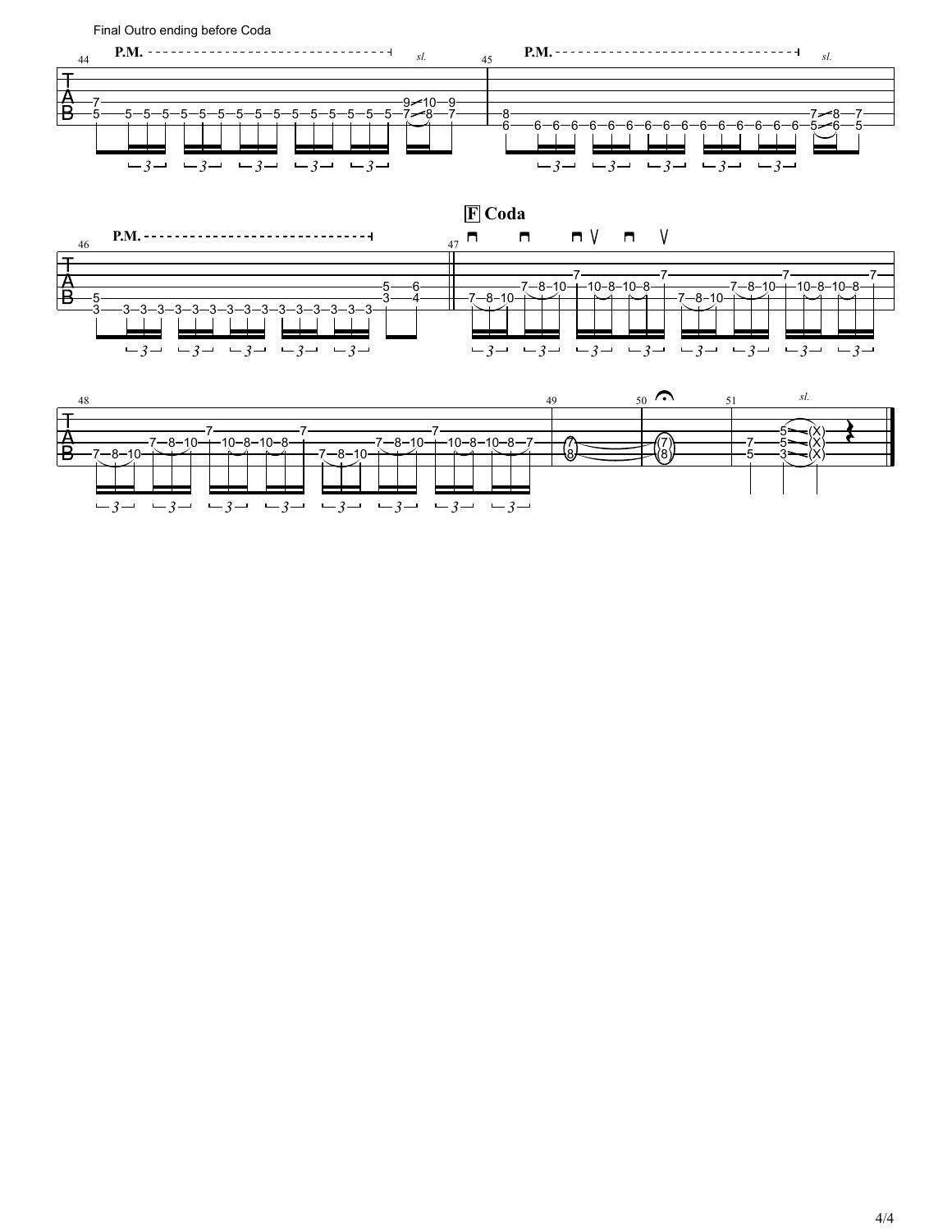Final Outro ending before Coda

**F Coda**